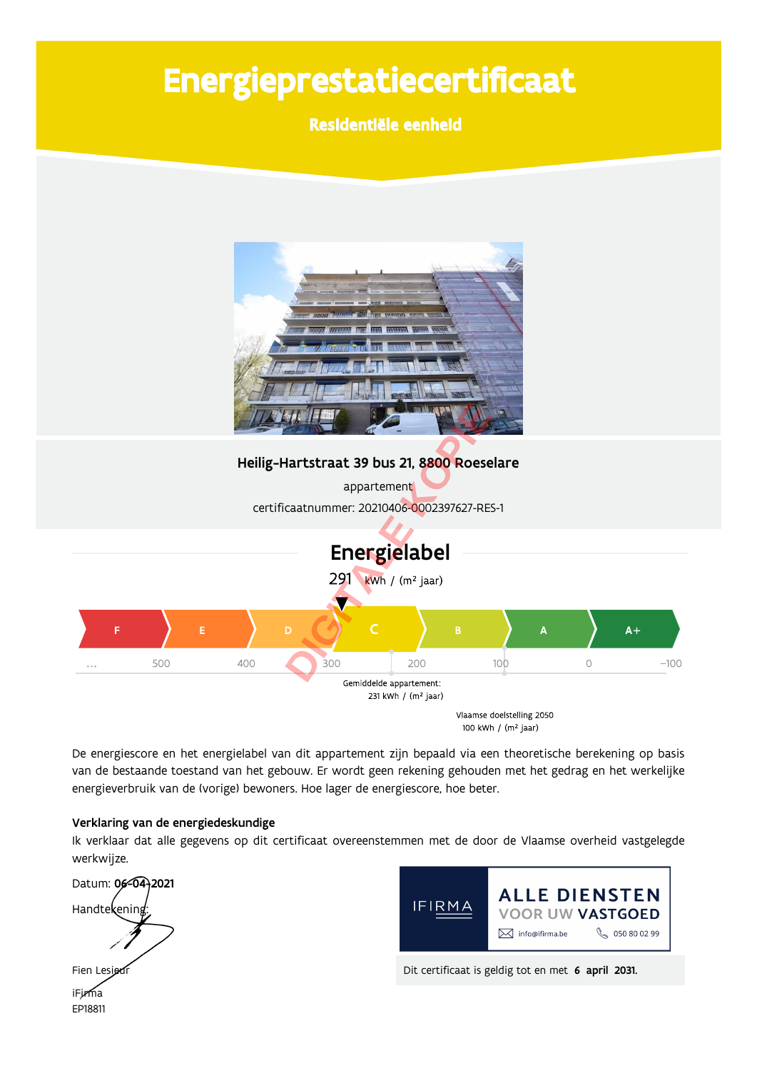# Energieprestatiecertificaat

## Residentiële eenheid

**Heilig-Hartstraat 39 bus 21, 8800 Roeselare**

appartement

certificaatnummer: 20210406-0002397627-RES-1

## Energielabel

291 kWh / (m² jaar)

| F | E | D | C | B | A | A+ |
|---|---|---|---|---|---|---|

... 500 400 300 200 100 0 −100

Gemiddelde appartement: 231 kWh / (m² jaar)

Vlaamse doelstelling 2050: 100 kWh / (m² jaar)

DIGITALE KOPIE

De energiescore en het energielabel van dit appartement zijn bepaald via een theoretische berekening op basis van de bestaande toestand van het gebouw. Er wordt geen rekening gehouden met het gedrag en het werkelijke energieverbruik van de (vorige) bewoners. Hoe lager de energiescore, hoe beter.

**Verklaring van de energiedeskundige**

Ik verklaar dat alle gegevens op dit certificaat overeenstemmen met de door de Vlaamse overheid vastgelegde werkwijze.

Datum: **06-04-2021**

Handtekening:

Fien Lesieur

iFirma

EP18811

IFIRMA — ALLE DIENSTEN VOOR UW VASTGOED — info@ifirma.be — 050 80 02 99

Dit certificaat is geldig tot en met **6 april 2031.**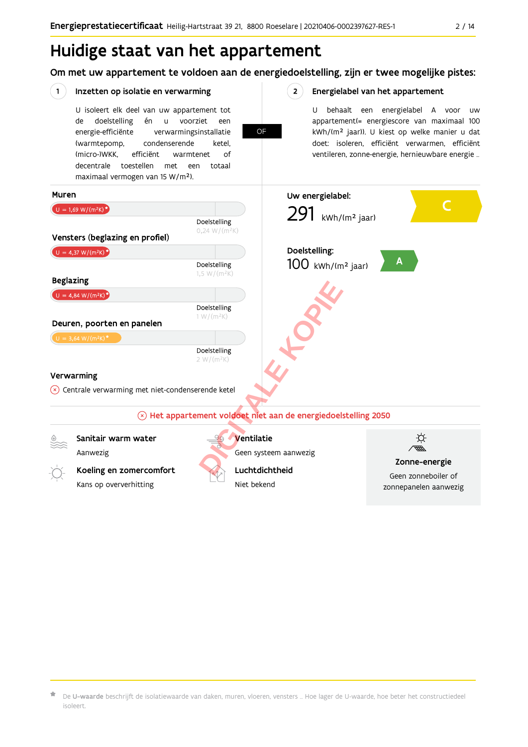# Huidige staat van het appartement

## Om met uw appartement te voldoen aan de energiedoelstelling, zijn er twee mogelijke pistes:

**1 Inzetten op isolatie en verwarming**

U isoleert elk deel van uw appartement tot de doelstelling én u voorziet een energie-efficiënte verwarmingsinstallatie (warmtepomp, condenserende ketel, (micro-)WKK, efficiënt warmtenet of decentrale toestellen met een totaal maximaal vermogen van 15 W/m²).

**OF**

**2 Energielabel van het appartement**

U behaalt een energielabel A voor uw appartement(= energiescore van maximaal 100 kWh/(m² jaar)). U kiest op welke manier u dat doet: isoleren, efficiënt verwarmen, efficiënt ventileren, zonne-energie, hernieuwbare energie …

### Muren

U = 1,69 W/(m²K)*

Doelstelling 0,24 W/(m²K)

### Vensters (beglazing en profiel)

U = 4,37 W/(m²K)*

Doelstelling 1,5 W/(m²K)

### Beglazing

U = 4,84 W/(m²K)*

Doelstelling 1 W/(m²K)

### Deuren, poorten en panelen

U = 3,64 W/(m²K)*

Doelstelling 2 W/(m²K)

### Verwarming

Centrale verwarming met niet-condenserende ketel

**Uw energielabel:**

291 kWh/(m² jaar) — C

**Doelstelling:**

100 kWh/(m² jaar) — A

DIGITALE KOPIE

**Het appartement voldoet niet aan de energiedoelstelling 2050**

**Sanitair warm water**
Aanwezig

**Koeling en zomercomfort**
Kans op oververhitting

**Ventilatie**
Geen systeem aanwezig

**Luchtdichtheid**
Niet bekend

**Zonne-energie**
Geen zonneboiler of zonnepanelen aanwezig

* De **U-waarde** beschrijft de isolatiewaarde van daken, muren, vloeren, vensters … Hoe lager de U-waarde, hoe beter het constructiedeel isoleert.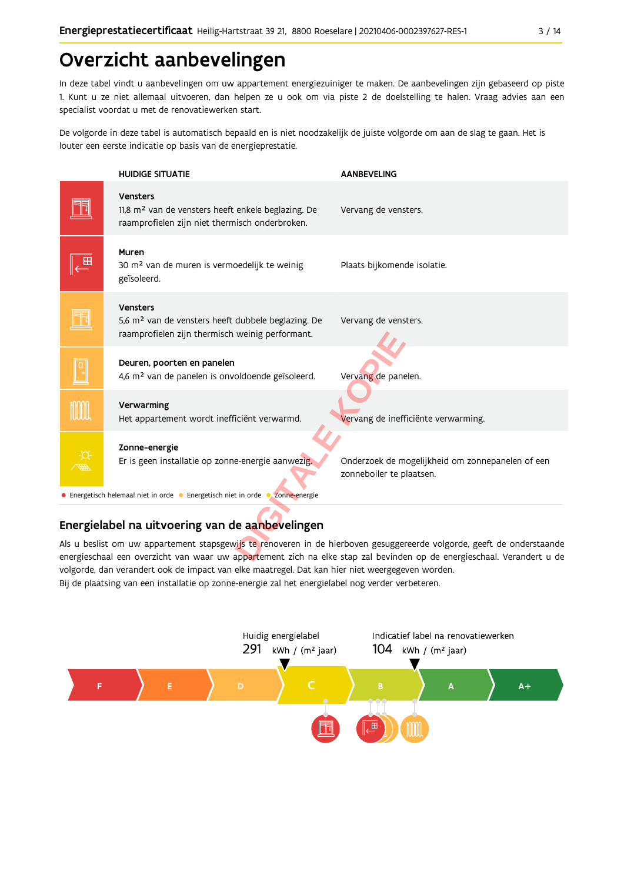# Overzicht aanbevelingen

In deze tabel vindt u aanbevelingen om uw appartement energiezuiniger te maken. De aanbevelingen zijn gebaseerd op piste 1. Kunt u ze niet allemaal uitvoeren, dan helpen ze u ook om via piste 2 de doelstelling te halen. Vraag advies aan een specialist voordat u met de renovatiewerken start.

De volgorde in deze tabel is automatisch bepaald en is niet noodzakelijk de juiste volgorde om aan de slag te gaan. Het is louter een eerste indicatie op basis van de energieprestatie.

| HUIDIGE SITUATIE | AANBEVELING |
|---|---|
| **Vensters**<br>11,8 m² van de vensters heeft enkele beglazing. De raamprofielen zijn niet thermisch onderbroken. | Vervang de vensters. |
| **Muren**<br>30 m² van de muren is vermoedelijk te weinig geïsoleerd. | Plaats bijkomende isolatie. |
| **Vensters**<br>5,6 m² van de vensters heeft dubbele beglazing. De raamprofielen zijn thermisch weinig performant. | Vervang de vensters. |
| **Deuren, poorten en panelen**<br>4,6 m² van de panelen is onvoldoende geïsoleerd. | Vervang de panelen. |
| **Verwarming**<br>Het appartement wordt inefficiënt verwarmd. | Vervang de inefficiënte verwarming. |
| **Zonne-energie**<br>Er is geen installatie op zonne-energie aanwezig. | Onderzoek de mogelijkheid om zonnepanelen of een zonneboiler te plaatsen. |

● Energetisch helemaal niet in orde ● Energetisch niet in orde ● Zonne-energie

## Energielabel na uitvoering van de aanbevelingen

Als u beslist om uw appartement stapsgewijs te renoveren in de hierboven gesuggereerde volgorde, geeft de onderstaande energieschaal een overzicht van waar uw appartement zich na elke stap zal bevinden op de energieschaal. Verandert u de volgorde, dan verandert ook de impact van elke maatregel. Dat kan hier niet weergegeven worden.
Bij de plaatsing van een installatie op zonne-energie zal het energielabel nog verder verbeteren.

Huidig energielabel
291 kWh / (m² jaar)

Indicatief label na renovatiewerken
104 kWh / (m² jaar)

F | E | D | C | B | A | A+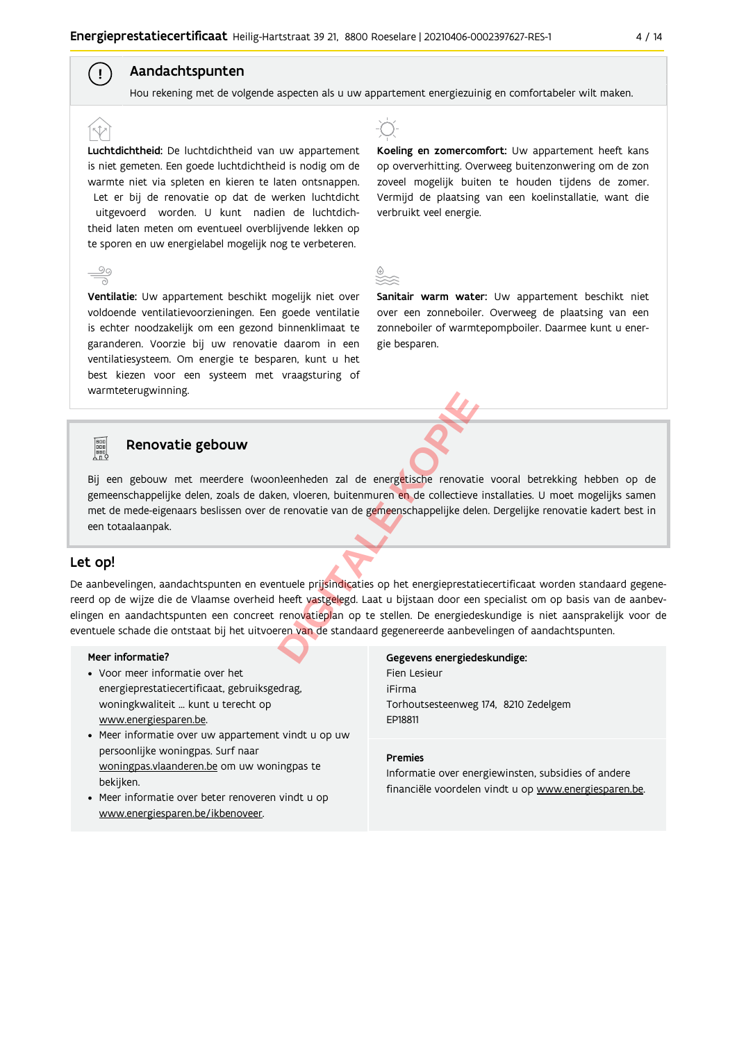## Aandachtspunten

Hou rekening met de volgende aspecten als u uw appartement energiezuinig en comfortabeler wilt maken.

**Luchtdichtheid:** De luchtdichtheid van uw appartement is niet gemeten. Een goede luchtdichtheid is nodig om de warmte niet via spleten en kieren te laten ontsnappen. Let er bij de renovatie op dat de werken luchtdicht uitgevoerd worden. U kunt nadien de luchtdichtheid laten meten om eventueel overblijvende lekken op te sporen en uw energielabel mogelijk nog te verbeteren.

**Koeling en zomercomfort:** Uw appartement heeft kans op oververhitting. Overweeg buitenzonwering om de zon zoveel mogelijk buiten te houden tijdens de zomer. Vermijd de plaatsing van een koelinstallatie, want die verbruikt veel energie.

**Ventilatie:** Uw appartement beschikt mogelijk niet over voldoende ventilatievoorzieningen. Een goede ventilatie is echter noodzakelijk om een gezond binnenklimaat te garanderen. Voorzie bij uw renovatie daarom in een ventilatiesysteem. Om energie te besparen, kunt u het best kiezen voor een systeem met vraagsturing of warmteterugwinning.

**Sanitair warm water:** Uw appartement beschikt niet over een zonneboiler. Overweeg de plaatsing van een zonneboiler of warmtepompboiler. Daarmee kunt u energie besparen.

## Renovatie gebouw

Bij een gebouw met meerdere (woon)eenheden zal de energetische renovatie vooral betrekking hebben op de gemeenschappelijke delen, zoals de daken, vloeren, buitenmuren en de collectieve installaties. U moet mogelijks samen met de mede-eigenaars beslissen over de renovatie van de gemeenschappelijke delen. Dergelijke renovatie kadert best in een totaalaanpak.

## Let op!

De aanbevelingen, aandachtspunten en eventuele prijsindicaties op het energieprestatiecertificaat worden standaard gegenereerd op de wijze die de Vlaamse overheid heeft vastgelegd. Laat u bijstaan door een specialist om op basis van de aanbevelingen en aandachtspunten een concreet renovatieplan op te stellen. De energiedeskundige is niet aansprakelijk voor de eventuele schade die ontstaat bij het uitvoeren van de standaard gegenereerde aanbevelingen of aandachtspunten.

**Meer informatie?**

- Voor meer informatie over het energieprestatiecertificaat, gebruiksgedrag, woningkwaliteit ... kunt u terecht op www.energiesparen.be.
- Meer informatie over uw appartement vindt u op uw persoonlijke woningpas. Surf naar woningpas.vlaanderen.be om uw woningpas te bekijken.
- Meer informatie over beter renoveren vindt u op www.energiesparen.be/ikbenoveer.

**Gegevens energiedeskundige:**

Fien Lesieur
iFirma
Torhoutsesteenweg 174, 8210 Zedelgem
EP18811

**Premies**

Informatie over energiewinsten, subsidies of andere financiële voordelen vindt u op www.energiesparen.be.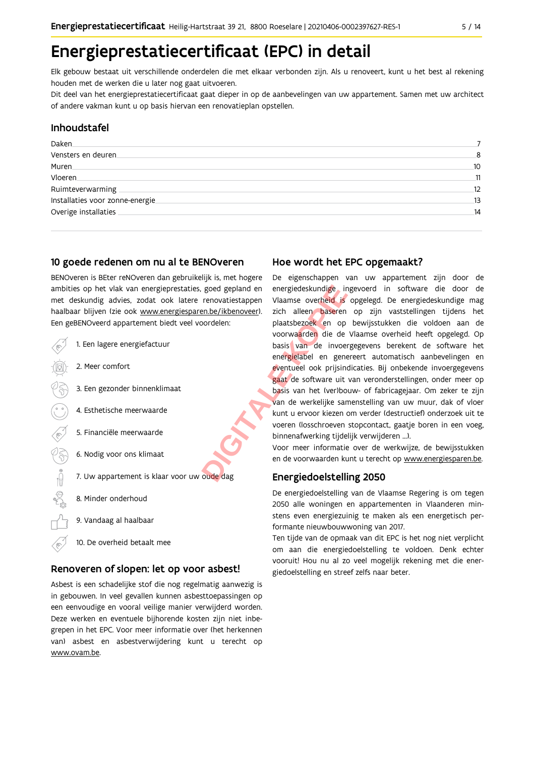# Energieprestatiecertificaat (EPC) in detail

Elk gebouw bestaat uit verschillende onderdelen die met elkaar verbonden zijn. Als u renoveert, kunt u het best al rekening houden met de werken die u later nog gaat uitvoeren.
Dit deel van het energieprestatiecertificaat gaat dieper in op de aanbevelingen van uw appartement. Samen met uw architect of andere vakman kunt u op basis hiervan een renovatieplan opstellen.

## Inhoudstafel

| | |
|---|---|
| Daken | 7 |
| Vensters en deuren | 8 |
| Muren | 10 |
| Vloeren | 11 |
| Ruimteverwarming | 12 |
| Installaties voor zonne-energie | 13 |
| Overige installaties | 14 |

## 10 goede redenen om nu al te BENOveren

BENOveren is BEter reNOveren dan gebruikelijk is, met hogere ambities op het vlak van energieprestaties, goed gepland en met deskundig advies, zodat ook latere renovatiestappen haalbaar blijven (zie ook www.energiesparen.be/ikbenoveer). Een geBENOveerd appartement biedt veel voordelen:

1. Een lagere energiefactuur
2. Meer comfort
3. Een gezonder binnenklimaat
4. Esthetische meerwaarde
5. Financiële meerwaarde
6. Nodig voor ons klimaat
7. Uw appartement is klaar voor uw oude dag
8. Minder onderhoud
9. Vandaag al haalbaar
10. De overheid betaalt mee

## Renoveren of slopen: let op voor asbest!

Asbest is een schadelijke stof die nog regelmatig aanwezig is in gebouwen. In veel gevallen kunnen asbesttoepassingen op een eenvoudige en vooral veilige manier verwijderd worden. Deze werken en eventuele bijhorende kosten zijn niet inbegrepen in het EPC. Voor meer informatie over (het herkennen van) asbest en asbestverwijdering kunt u terecht op www.ovam.be.

## Hoe wordt het EPC opgemaakt?

De eigenschappen van uw appartement zijn door de energiedeskundige ingevoerd in software die door de Vlaamse overheid is opgelegd. De energiedeskundige mag zich alleen baseren op zijn vaststellingen tijdens het plaatsbezoek en op bewijsstukken die voldoen aan de voorwaarden die de Vlaamse overheid heeft opgelegd. Op basis van de invoergegevens berekent de software het energielabel en genereert automatisch aanbevelingen en eventueel ook prijsindicaties. Bij onbekende invoergegevens gaat de software uit van veronderstellingen, onder meer op basis van het (ver)bouw- of fabricagejaar. Om zeker te zijn van de werkelijke samenstelling van uw muur, dak of vloer kunt u ervoor kiezen om verder (destructief) onderzoek uit te voeren (losschroeven stopcontact, gaatje boren in een voeg, binnenafwerking tijdelijk verwijderen ...).
Voor meer informatie over de werkwijze, de bewijsstukken en de voorwaarden kunt u terecht op www.energiesparen.be.

## Energiedoelstelling 2050

De energiedoelstelling van de Vlaamse Regering is om tegen 2050 alle woningen en appartementen in Vlaanderen minstens even energiezuinig te maken als een energetisch performante nieuwbouwwoning van 2017.
Ten tijde van de opmaak van dit EPC is het nog niet verplicht om aan die energiedoelstelling te voldoen. Denk echter vooruit! Hou nu al zo veel mogelijk rekening met die energiedoelstelling en streef zelfs naar beter.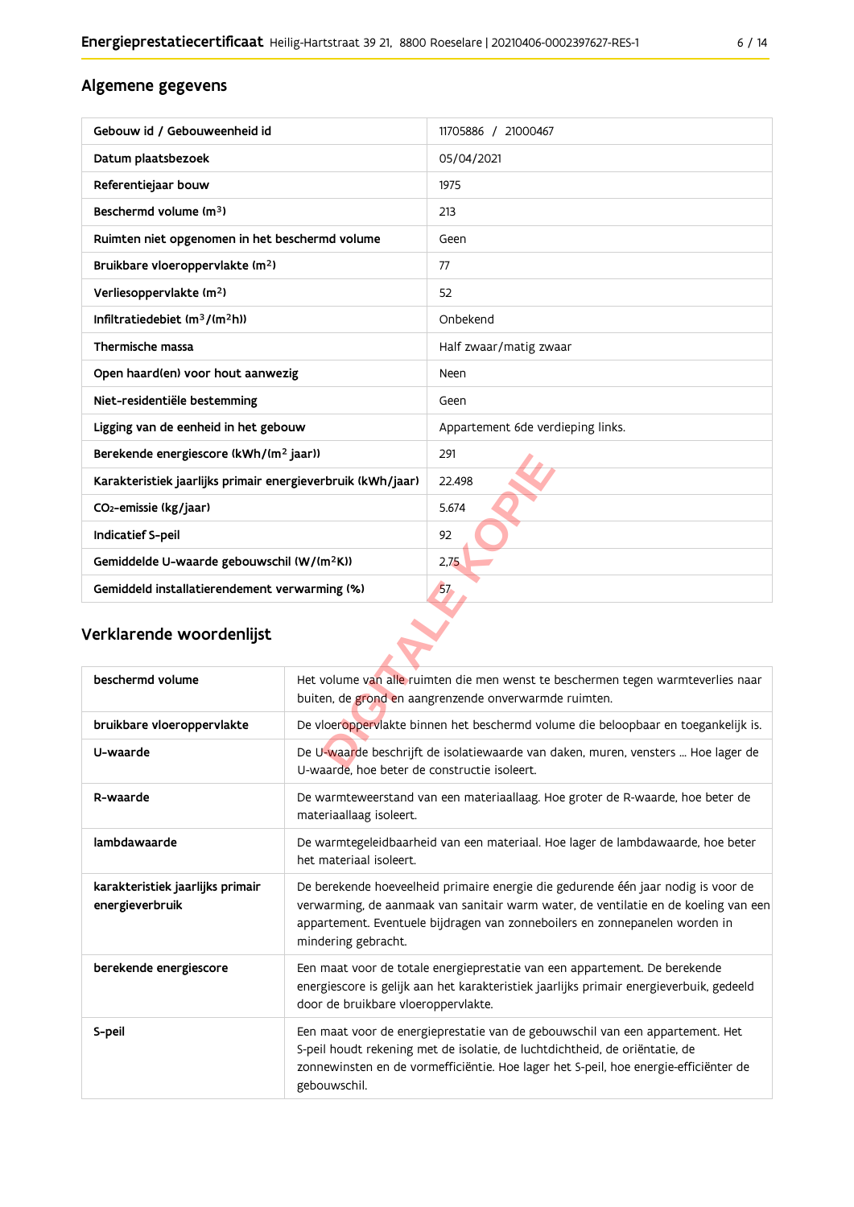## Algemene gegevens

| Gebouw id / Gebouweenheid id | 11705886 / 21000467 |
|---|---|
| Datum plaatsbezoek | 05/04/2021 |
| Referentiejaar bouw | 1975 |
| Beschermd volume ($m^3$) | 213 |
| Ruimten niet opgenomen in het beschermd volume | Geen |
| Bruikbare vloeroppervlakte ($m^2$) | 77 |
| Verliesoppervlakte ($m^2$) | 52 |
| Infiltratiedebiet ($m^3/(m^2h)$) | Onbekend |
| Thermische massa | Half zwaar/matig zwaar |
| Open haard(en) voor hout aanwezig | Neen |
| Niet-residentiële bestemming | Geen |
| Ligging van de eenheid in het gebouw | Appartement 6de verdieping links. |
| Berekende energiescore (kWh/($m^2$ jaar)) | 291 |
| Karakteristiek jaarlijks primair energieverbruik (kWh/jaar) | 22.498 |
| $CO_2$-emissie (kg/jaar) | 5.674 |
| Indicatief S-peil | 92 |
| Gemiddelde U-waarde gebouwschil (W/($m^2$K)) | 2,75 |
| Gemiddeld installatierendement verwarming (%) | 57 |

## Verklarende woordenlijst

| beschermd volume | Het volume van alle ruimten die men wenst te beschermen tegen warmteverlies naar buiten, de grond en aangrenzende onverwarmde ruimten. |
|---|---|
| bruikbare vloeroppervlakte | De vloeroppervlakte binnen het beschermd volume die beloopbaar en toegankelijk is. |
| U-waarde | De U-waarde beschrijft de isolatiewaarde van daken, muren, vensters ... Hoe lager de U-waarde, hoe beter de constructie isoleert. |
| R-waarde | De warmteweerstand van een materiaallaag. Hoe groter de R-waarde, hoe beter de materiaallaag isoleert. |
| lambdawaarde | De warmtegeleidbaarheid van een materiaal. Hoe lager de lambdawaarde, hoe beter het materiaal isoleert. |
| karakteristiek jaarlijks primair energieverbruik | De berekende hoeveelheid primaire energie die gedurende één jaar nodig is voor de verwarming, de aanmaak van sanitair warm water, de ventilatie en de koeling van een appartement. Eventuele bijdragen van zonneboilers en zonnepanelen worden in mindering gebracht. |
| berekende energiescore | Een maat voor de totale energieprestatie van een appartement. De berekende energiescore is gelijk aan het karakteristiek jaarlijks primair energieverbuik, gedeeld door de bruikbare vloeroppervlakte. |
| S-peil | Een maat voor de energieprestatie van de gebouwschil van een appartement. Het S-peil houdt rekening met de isolatie, de luchtdichtheid, de oriëntatie, de zonnewinsten en de vormefficiëntie. Hoe lager het S-peil, hoe energie-efficiënter de gebouwschil. |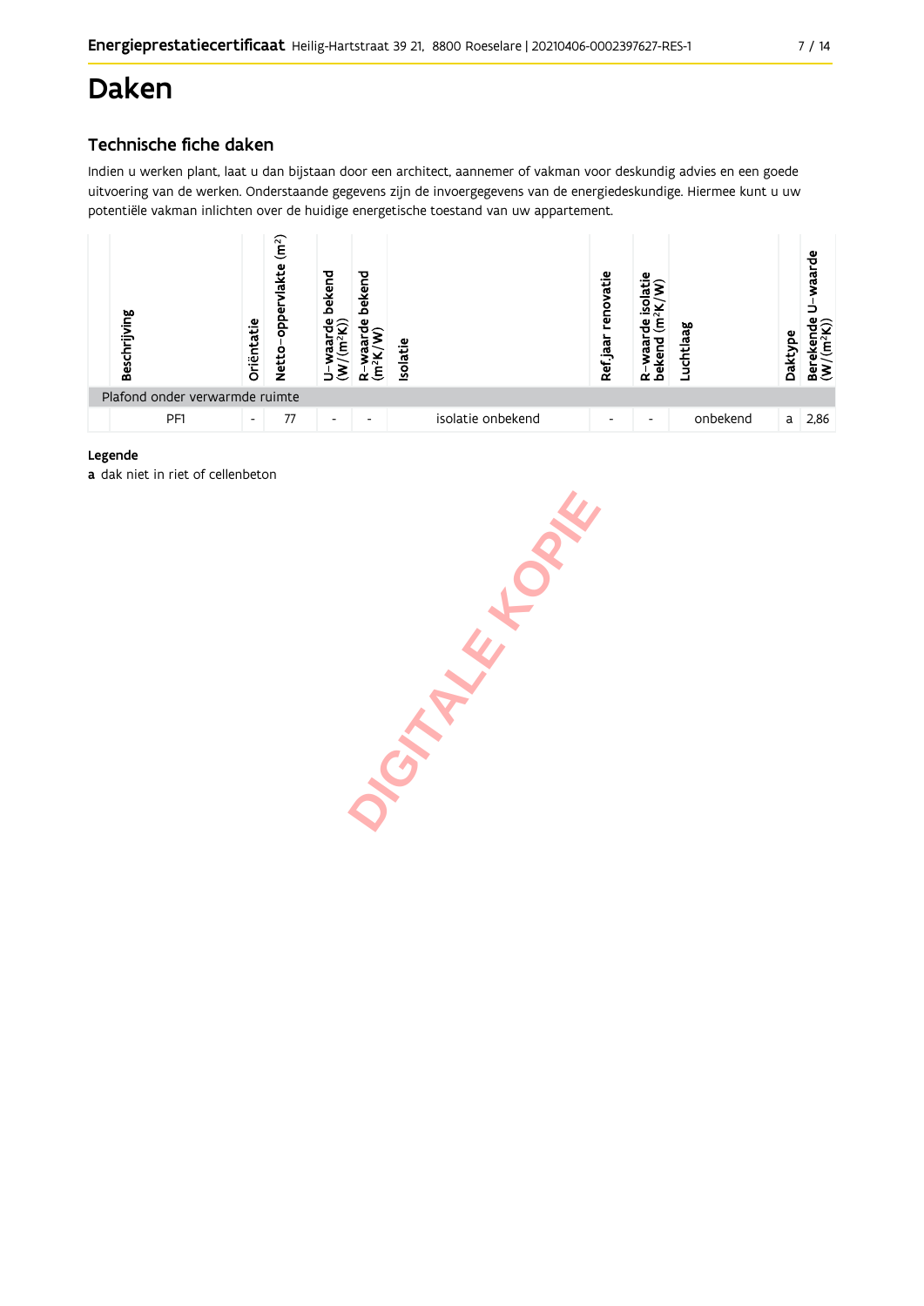# Daken

## Technische fiche daken

Indien u werken plant, laat u dan bijstaan door een architect, aannemer of vakman voor deskundig advies en een goede uitvoering van de werken. Onderstaande gegevens zijn de invoergegevens van de energiedeskundige. Hiermee kunt u uw potentiële vakman inlichten over de huidige energetische toestand van uw appartement.

| | Beschrijving | Oriëntatie | Netto-oppervlakte (m²) | U-waarde bekend (W/(m²K)) | R-waarde bekend (m²K/W) | Isolatie | Ref.jaar renovatie | R-waarde isolatie bekend (m²K/W) | Luchtlaag | Daktype | Berekende U-waarde (W/(m²K)) |
|---|---|---|---|---|---|---|---|---|---|---|---|
| Plafond onder verwarmde ruimte | | | | | | | | | | | |
| | PF1 | - | 77 | - | - | isolatie onbekend | - | - | onbekend | a | 2,86 |

**Legende**
**a** dak niet in riet of cellenbeton

DIGITALE KOPIE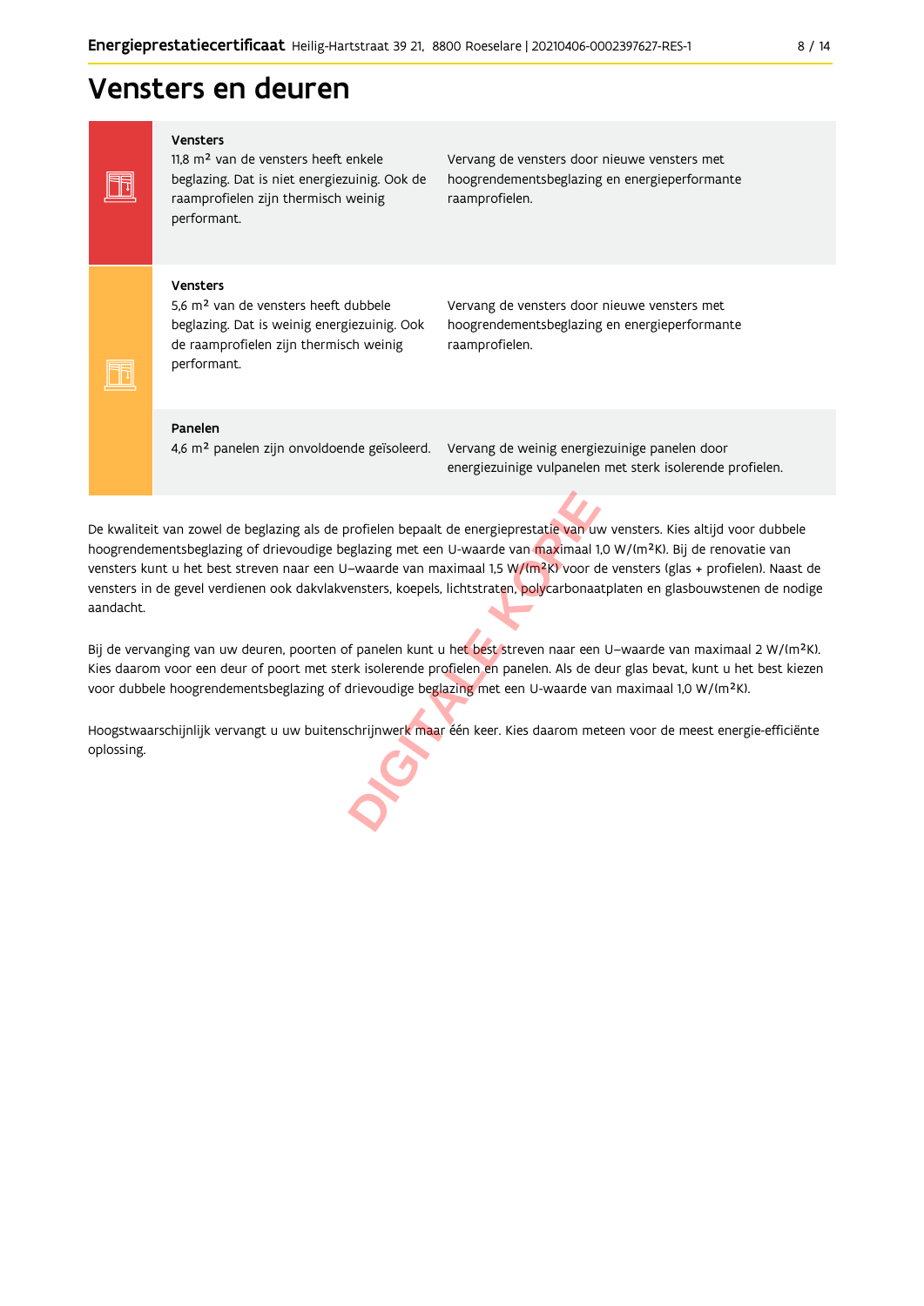# Vensters en deuren

| | | |
|---|---|---|
| **Vensters** | 11,8 m² van de vensters heeft enkele beglazing. Dat is niet energiezuinig. Ook de raamprofielen zijn thermisch weinig performant. | Vervang de vensters door nieuwe vensters met hoogrendementsbeglazing en energieperformante raamprofielen. |
| **Vensters** | 5,6 m² van de vensters heeft dubbele beglazing. Dat is weinig energiezuinig. Ook de raamprofielen zijn thermisch weinig performant. | Vervang de vensters door nieuwe vensters met hoogrendementsbeglazing en energieperformante raamprofielen. |
| **Panelen** | 4,6 m² panelen zijn onvoldoende geïsoleerd. | Vervang de weinig energiezuinige panelen door energiezuinige vulpanelen met sterk isolerende profielen. |

De kwaliteit van zowel de beglazing als de profielen bepaalt de energieprestatie van uw vensters. Kies altijd voor dubbele hoogrendementsbeglazing of drievoudige beglazing met een U-waarde van maximaal 1,0 W/(m²K). Bij de renovatie van vensters kunt u het best streven naar een U–waarde van maximaal 1,5 W/(m²K) voor de vensters (glas + profielen). Naast de vensters in de gevel verdienen ook dakvlakvensters, koepels, lichtstraten, polycarbonaatplaten en glasbouwstenen de nodige aandacht.

Bij de vervanging van uw deuren, poorten of panelen kunt u het best streven naar een U–waarde van maximaal 2 W/(m²K). Kies daarom voor een deur of poort met sterk isolerende profielen en panelen. Als de deur glas bevat, kunt u het best kiezen voor dubbele hoogrendementsbeglazing of drievoudige beglazing met een U-waarde van maximaal 1,0 W/(m²K).

Hoogstwaarschijnlijk vervangt u uw buitenschrijnwerk maar één keer. Kies daarom meteen voor de meest energie-efficiënte oplossing.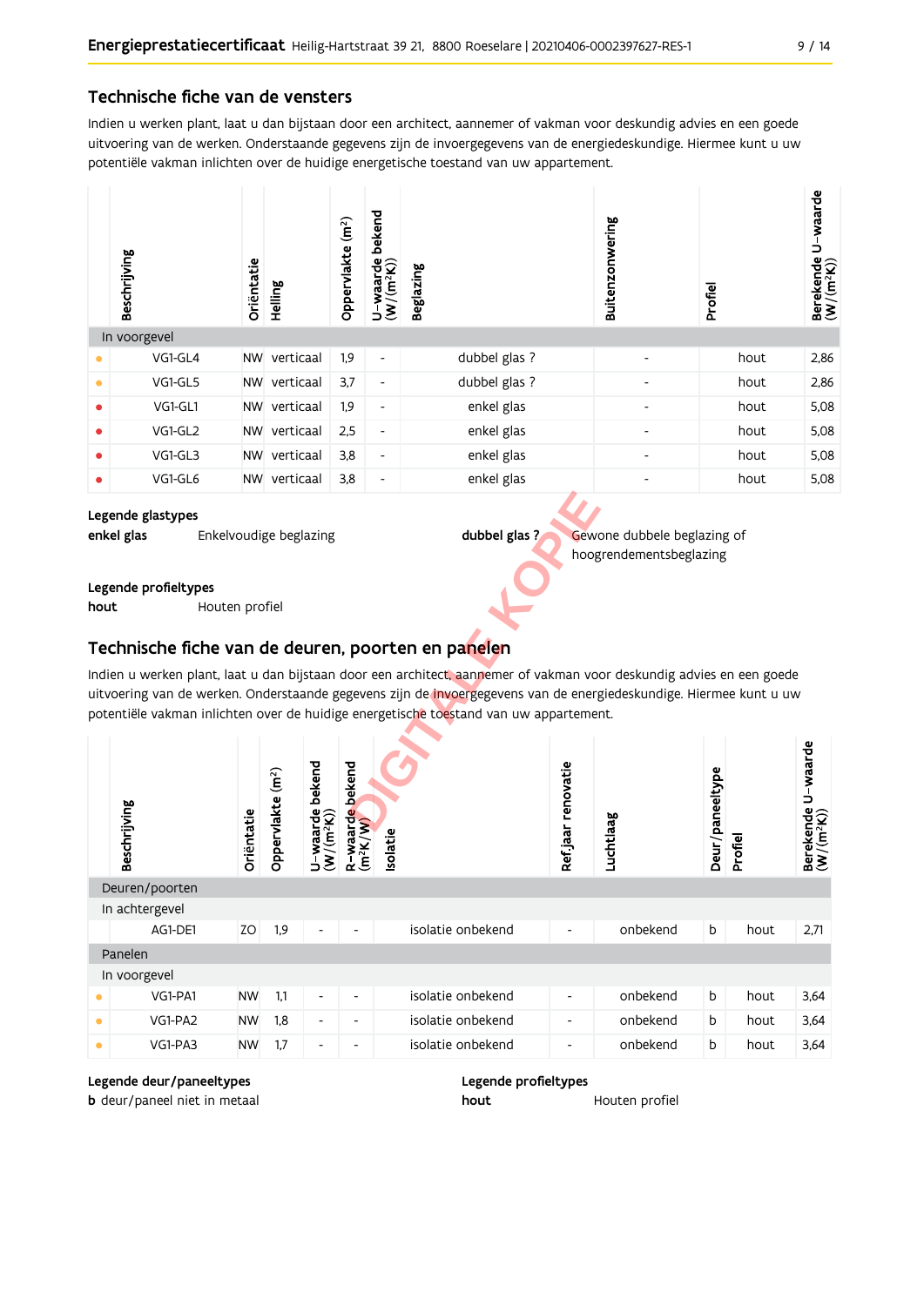## Technische fiche van de vensters

Indien u werken plant, laat u dan bijstaan door een architect, aannemer of vakman voor deskundig advies en een goede uitvoering van de werken. Onderstaande gegevens zijn de invoergegevens van de energiedeskundige. Hiermee kunt u uw potentiële vakman inlichten over de huidige energetische toestand van uw appartement.

| | Beschrijving | Oriëntatie | Helling | Oppervlakte (m²) | U-waarde bekend (W/(m²K)) | Beglazing | Buitenzonwering | Profiel | Berekende U-waarde (W/(m²K)) |
|---|---|---|---|---|---|---|---|---|---|
| In voorgevel | | | | | | | | | |
| • | VG1-GL4 | NW | verticaal | 1,9 | - | dubbel glas ? | - | hout | 2,86 |
| • | VG1-GL5 | NW | verticaal | 3,7 | - | dubbel glas ? | - | hout | 2,86 |
| • | VG1-GL1 | NW | verticaal | 1,9 | - | enkel glas | - | hout | 5,08 |
| • | VG1-GL2 | NW | verticaal | 2,5 | - | enkel glas | - | hout | 5,08 |
| • | VG1-GL3 | NW | verticaal | 3,8 | - | enkel glas | - | hout | 5,08 |
| • | VG1-GL6 | NW | verticaal | 3,8 | - | enkel glas | - | hout | 5,08 |

**Legende glastypes**

**enkel glas** Enkelvoudige beglazing

**dubbel glas ?** Gewone dubbele beglazing of hoogrendementsbeglazing

**Legende profieltypes**

**hout** Houten profiel

## Technische fiche van de deuren, poorten en panelen

Indien u werken plant, laat u dan bijstaan door een architect, aannemer of vakman voor deskundig advies en een goede uitvoering van de werken. Onderstaande gegevens zijn de invoergegevens van de energiedeskundige. Hiermee kunt u uw potentiële vakman inlichten over de huidige energetische toestand van uw appartement.

| | Beschrijving | Oriëntatie | Oppervlakte (m²) | U-waarde bekend (W/(m²K)) | R-waarde bekend (m²K/W) | Isolatie | Ref.jaar renovatie | Luchtlaag | Deur/paneeltype | Profiel | Berekende U-waarde (W/(m²K)) |
|---|---|---|---|---|---|---|---|---|---|---|---|
| Deuren/poorten | | | | | | | | | | | |
| In achtergevel | | | | | | | | | | | |
| | AG1-DE1 | ZO | 1,9 | - | - | isolatie onbekend | - | onbekend | b | hout | 2,71 |
| Panelen | | | | | | | | | | | |
| In voorgevel | | | | | | | | | | | |
| • | VG1-PA1 | NW | 1,1 | - | - | isolatie onbekend | - | onbekend | b | hout | 3,64 |
| • | VG1-PA2 | NW | 1,8 | - | - | isolatie onbekend | - | onbekend | b | hout | 3,64 |
| • | VG1-PA3 | NW | 1,7 | - | - | isolatie onbekend | - | onbekend | b | hout | 3,64 |

**Legende deur/paneeltypes**

**b** deur/paneel niet in metaal

**Legende profieltypes**

**hout** Houten profiel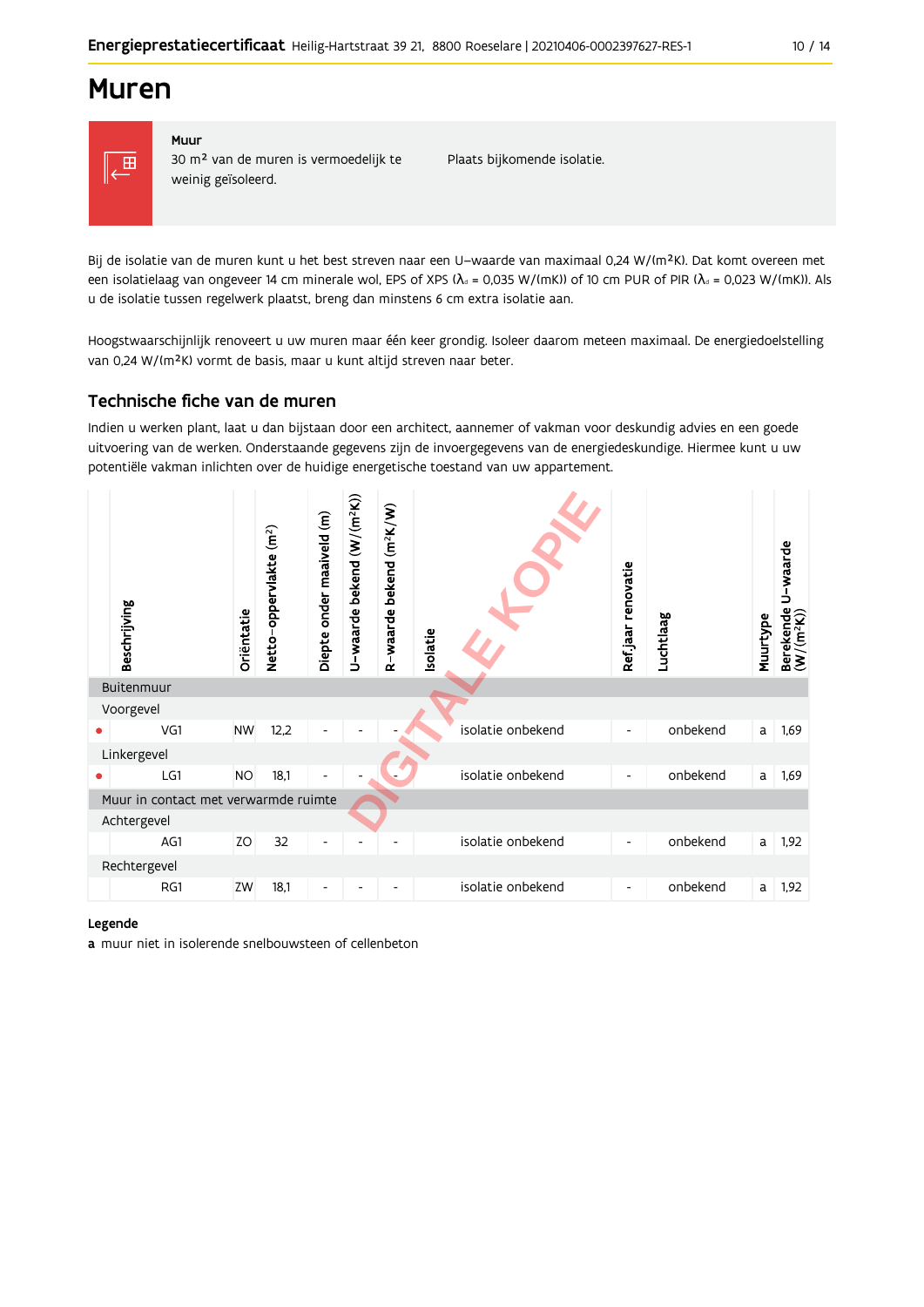# Muren

**Muur**
30 m² van de muren is vermoedelijk te weinig geïsoleerd.

Plaats bijkomende isolatie.

Bij de isolatie van de muren kunt u het best streven naar een U-waarde van maximaal 0,24 W/(m²K). Dat komt overeen met een isolatielaag van ongeveer 14 cm minerale wol, EPS of XPS ($\lambda_d$ = 0,035 W/(mK)) of 10 cm PUR of PIR ($\lambda_d$ = 0,023 W/(mK)). Als u de isolatie tussen regelwerk plaatst, breng dan minstens 6 cm extra isolatie aan.

Hoogstwaarschijnlijk renoveert u uw muren maar één keer grondig. Isoleer daarom meteen maximaal. De energiedoelstelling van 0,24 W/(m²K) vormt de basis, maar u kunt altijd streven naar beter.

## Technische fiche van de muren

Indien u werken plant, laat u dan bijstaan door een architect, aannemer of vakman voor deskundig advies en een goede uitvoering van de werken. Onderstaande gegevens zijn de invoergegevens van de energiedeskundige. Hiermee kunt u uw potentiële vakman inlichten over de huidige energetische toestand van uw appartement.

| | Beschrijving | Oriëntatie | Netto-oppervlakte (m²) | Diepte onder maaiveld (m) | U-waarde bekend (W/(m²K)) | R-waarde bekend (m²K/W) | Isolatie | Ref.jaar renovatie | Luchtlaag | Muurtype | Berekende U-waarde (W/(m²K)) |
|---|---|---|---|---|---|---|---|---|---|---|---|
| **Buitenmuur** | | | | | | | | | | | |
| Voorgevel | | | | | | | | | | | |
| • | VG1 | NW | 12,2 | - | - | - | isolatie onbekend | - | onbekend | a | 1,69 |
| Linkergevel | | | | | | | | | | | |
| • | LG1 | NO | 18,1 | - | - | - | isolatie onbekend | - | onbekend | a | 1,69 |
| **Muur in contact met verwarmde ruimte** | | | | | | | | | | | |
| Achtergevel | | | | | | | | | | | |
| | AG1 | ZO | 32 | - | - | - | isolatie onbekend | - | onbekend | a | 1,92 |
| Rechtergevel | | | | | | | | | | | |
| | RG1 | ZW | 18,1 | - | - | - | isolatie onbekend | - | onbekend | a | 1,92 |

**Legende**

**a** muur niet in isolerende snelbouwsteen of cellenbeton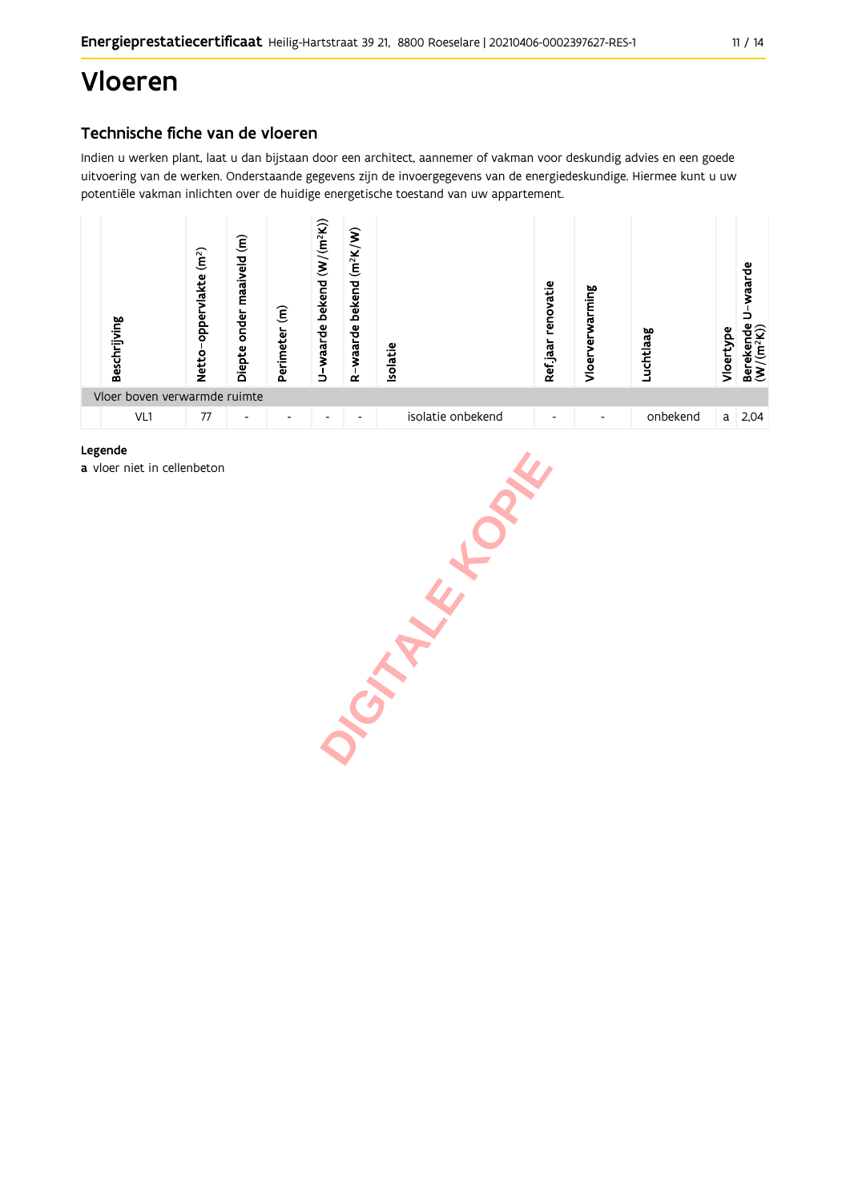# Vloeren

## Technische fiche van de vloeren

Indien u werken plant, laat u dan bijstaan door een architect, aannemer of vakman voor deskundig advies en een goede uitvoering van de werken. Onderstaande gegevens zijn de invoergegevens van de energiedeskundige. Hiermee kunt u uw potentiële vakman inlichten over de huidige energetische toestand van uw appartement.

| | Beschrijving | Netto-oppervlakte (m²) | Diepte onder maaiveld (m) | Perimeter (m) | U-waarde bekend (W/(m²K)) | R-waarde bekend (m²K/W) | Isolatie | Ref.jaar renovatie | Vloerverwarming | Luchtlaag | Vloertype | Berekende U-waarde (W/(m²K)) |
|---|---|---|---|---|---|---|---|---|---|---|---|---|
| Vloer boven verwarmde ruimte | | | | | | | | | | | | |
| | VL1 | 77 | - | - | - | - | isolatie onbekend | - | - | onbekend | a | 2,04 |

**Legende**

**a** vloer niet in cellenbeton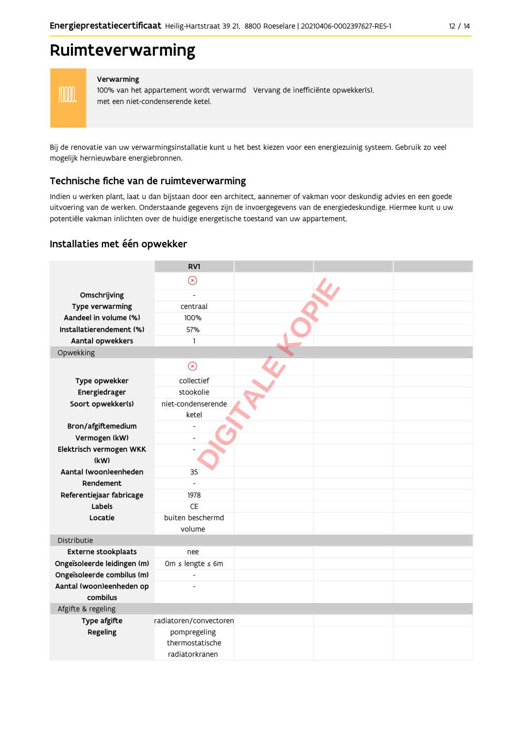# Ruimteverwarming

**Verwarming**

100% van het appartement wordt verwarmd met een niet-condenserende ketel.

Vervang de inefficiënte opwekker(s).

Bij de renovatie van uw verwarmingsinstallatie kunt u het best kiezen voor een energiezuinig systeem. Gebruik zo veel mogelijk hernieuwbare energiebronnen.

## Technische fiche van de ruimteverwarming

Indien u werken plant, laat u dan bijstaan door een architect, aannemer of vakman voor deskundig advies en een goede uitvoering van de werken. Onderstaande gegevens zijn de invoergegevens van de energiedeskundige. Hiermee kunt u uw potentiële vakman inlichten over de huidige energetische toestand van uw appartement.

### Installaties met één opwekker

| | RV1 | | | |
|---|---|---|---|---|
| | ⊗ | | | |
| **Omschrijving** | - | | | |
| **Type verwarming** | centraal | | | |
| **Aandeel in volume (%)** | 100% | | | |
| **Installatierendement (%)** | 57% | | | |
| **Aantal opwekkers** | 1 | | | |
| Opwekking | | | | |
| | ⊗ | | | |
| **Type opwekker** | collectief | | | |
| **Energiedrager** | stookolie | | | |
| **Soort opwekker(s)** | niet-condenserende ketel | | | |
| **Bron/afgiftemedium** | - | | | |
| **Vermogen (kW)** | - | | | |
| **Elektrisch vermogen WKK (kW)** | - | | | |
| **Aantal (woon)eenheden** | 35 | | | |
| **Rendement** | - | | | |
| **Referentiejaar fabricage** | 1978 | | | |
| **Labels** | CE | | | |
| **Locatie** | buiten beschermd volume | | | |
| Distributie | | | | |
| **Externe stookplaats** | nee | | | |
| **Ongeïsoleerde leidingen (m)** | 0m ≤ lengte ≤ 6m | | | |
| **Ongeïsoleerde combilus (m)** | - | | | |
| **Aantal (woon)eenheden op combilus** | - | | | |
| Afgifte & regeling | | | | |
| **Type afgifte** | radiatoren/convectoren | | | |
| **Regeling** | pompregeling thermostatische radiatorkranen | | | |

DIGITALE KOPIE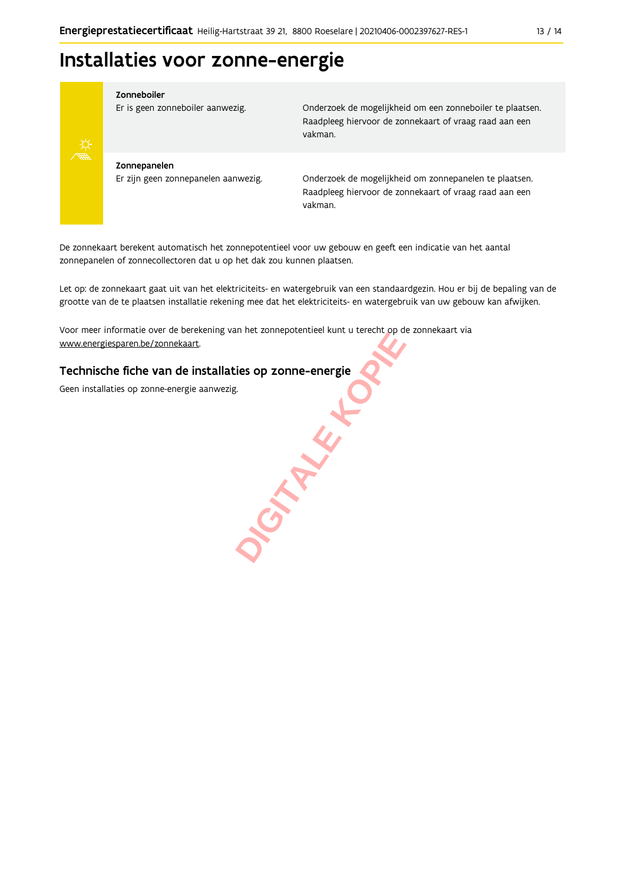# Installaties voor zonne-energie

| | |
|---|---|
| **Zonneboiler**<br>Er is geen zonneboiler aanwezig. | Onderzoek de mogelijkheid om een zonneboiler te plaatsen. Raadpleeg hiervoor de zonnekaart of vraag raad aan een vakman. |
| **Zonnepanelen**<br>Er zijn geen zonnepanelen aanwezig. | Onderzoek de mogelijkheid om zonnepanelen te plaatsen. Raadpleeg hiervoor de zonnekaart of vraag raad aan een vakman. |

De zonnekaart berekent automatisch het zonnepotentieel voor uw gebouw en geeft een indicatie van het aantal zonnepanelen of zonnecollectoren dat u op het dak zou kunnen plaatsen.

Let op: de zonnekaart gaat uit van het elektriciteits- en watergebruik van een standaardgezin. Hou er bij de bepaling van de grootte van de te plaatsen installatie rekening mee dat het elektriciteits- en watergebruik van uw gebouw kan afwijken.

Voor meer informatie over de berekening van het zonnepotentieel kunt u terecht op de zonnekaart via www.energiesparen.be/zonnekaart.

## Technische fiche van de installaties op zonne-energie

Geen installaties op zonne-energie aanwezig.

DIGITALE KOPIE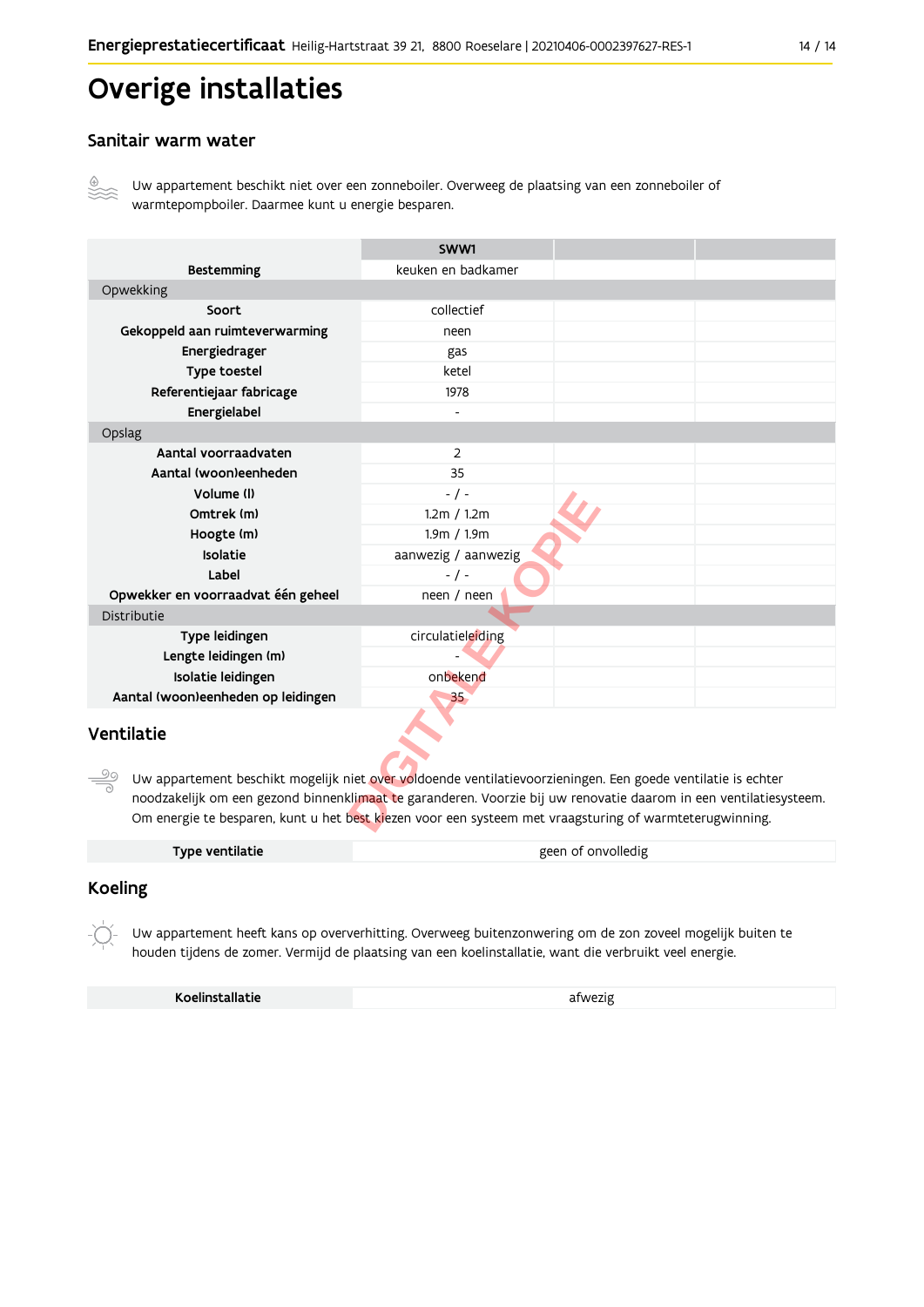# Overige installaties

## Sanitair warm water

Uw appartement beschikt niet over een zonneboiler. Overweeg de plaatsing van een zonneboiler of warmtepompboiler. Daarmee kunt u energie besparen.

| | SWW1 | | |
|---|---|---|---|
| Bestemming | keuken en badkamer | | |
| Opwekking | | | |
| Soort | collectief | | |
| Gekoppeld aan ruimteverwarming | neen | | |
| Energiedrager | gas | | |
| Type toestel | ketel | | |
| Referentiejaar fabricage | 1978 | | |
| Energielabel | - | | |
| Opslag | | | |
| Aantal voorraadvaten | 2 | | |
| Aantal (woon)eenheden | 35 | | |
| Volume (l) | - / - | | |
| Omtrek (m) | 1.2m / 1.2m | | |
| Hoogte (m) | 1.9m / 1.9m | | |
| Isolatie | aanwezig / aanwezig | | |
| Label | - / - | | |
| Opwekker en voorraadvat één geheel | neen / neen | | |
| Distributie | | | |
| Type leidingen | circulatieleiding | | |
| Lengte leidingen (m) | - | | |
| Isolatie leidingen | onbekend | | |
| Aantal (woon)eenheden op leidingen | 35 | | |

## Ventilatie

Uw appartement beschikt mogelijk niet over voldoende ventilatievoorzieningen. Een goede ventilatie is echter noodzakelijk om een gezond binnenklimaat te garanderen. Voorzie bij uw renovatie daarom in een ventilatiesysteem. Om energie te besparen, kunt u het best kiezen voor een systeem met vraagsturing of warmteterugwinning.

| | |
|---|---|
| Type ventilatie | geen of onvolledig |

## Koeling

Uw appartement heeft kans op oververhitting. Overweeg buitenzonwering om de zon zoveel mogelijk buiten te houden tijdens de zomer. Vermijd de plaatsing van een koelinstallatie, want die verbruikt veel energie.

| | |
|---|---|
| Koelinstallatie | afwezig |